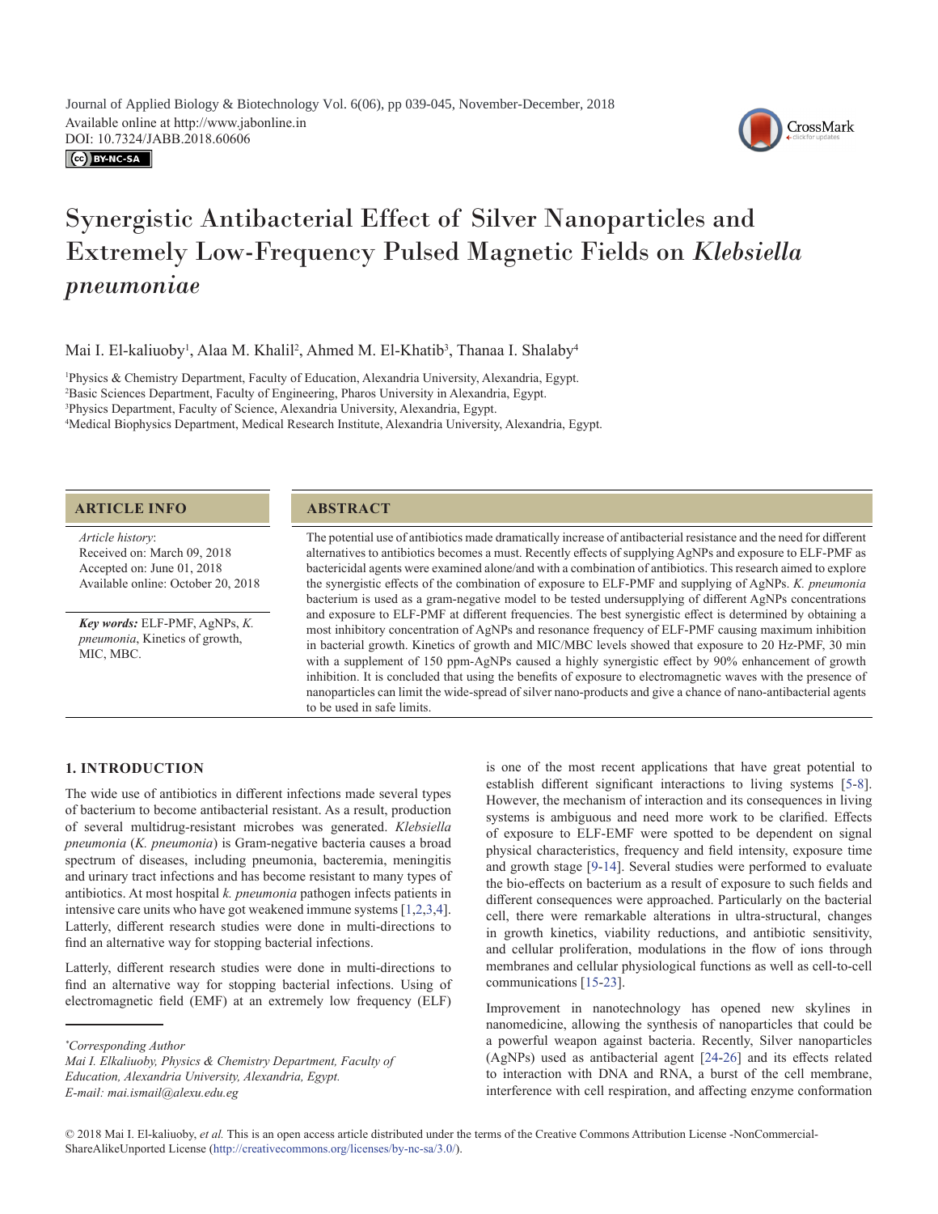# Synergistic Antibacterial Effect of Silver Nanoparticles and Extremely Low-Frequency Pulsed Magnetic Fields on *Klebsiella pneumoniae*

Mai I. El-kaliuoby[1], Alaa M. Khalil[2], Ahmed M. El-Khatib[3], Thanaa I. Shalaby[4]

[1]Physics & Chemistry Department, Faculty of Education, Alexandria University, Alexandria, Egypt.
[2]Basic Sciences Department, Faculty of Engineering, Pharos University in Alexandria, Egypt.
[3]Physics Department, Faculty of Science, Alexandria University, Alexandria, Egypt.
[4]Medical Biophysics Department, Medical Research Institute, Alexandria University, Alexandria, Egypt.

## ARTICLE INFO

*Article history*:
Received on: March 09, 2018
Accepted on: June 01, 2018
Available online: October 20, 2018

***Key words:*** ELF-PMF, AgNPs, *K. pneumonia*, Kinetics of growth, MIC, MBC.

## ABSTRACT

The potential use of antibiotics made dramatically increase of antibacterial resistance and the need for different alternatives to antibiotics becomes a must. Recently effects of supplying AgNPs and exposure to ELF-PMF as bactericidal agents were examined alone/and with a combination of antibiotics. This research aimed to explore the synergistic effects of the combination of exposure to ELF-PMF and supplying of AgNPs. *K. pneumonia* bacterium is used as a gram-negative model to be tested undersupplying of different AgNPs concentrations and exposure to ELF-PMF at different frequencies. The best synergistic effect is determined by obtaining a most inhibitory concentration of AgNPs and resonance frequency of ELF-PMF causing maximum inhibition in bacterial growth. Kinetics of growth and MIC/MBC levels showed that exposure to 20 Hz-PMF, 30 min with a supplement of 150 ppm-AgNPs caused a highly synergistic effect by 90% enhancement of growth inhibition. It is concluded that using the benefits of exposure to electromagnetic waves with the presence of nanoparticles can limit the wide-spread of silver nano-products and give a chance of nano-antibacterial agents to be used in safe limits.

## 1. INTRODUCTION

The wide use of antibiotics in different infections made several types of bacterium to become antibacterial resistant. As a result, production of several multidrug-resistant microbes was generated. *Klebsiella pneumonia* (*K. pneumonia*) is Gram-negative bacteria causes a broad spectrum of diseases, including pneumonia, bacteremia, meningitis and urinary tract infections and has become resistant to many types of antibiotics. At most hospital *k. pneumonia* pathogen infects patients in intensive care units who have got weakened immune systems [1,2,3,4]. Latterly, different research studies were done in multi-directions to find an alternative way for stopping bacterial infections.

Latterly, different research studies were done in multi-directions to find an alternative way for stopping bacterial infections. Using of electromagnetic field (EMF) at an extremely low frequency (ELF) is one of the most recent applications that have great potential to establish different significant interactions to living systems [5-8]. However, the mechanism of interaction and its consequences in living systems is ambiguous and need more work to be clarified. Effects of exposure to ELF-EMF were spotted to be dependent on signal physical characteristics, frequency and field intensity, exposure time and growth stage [9-14]. Several studies were performed to evaluate the bio-effects on bacterium as a result of exposure to such fields and different consequences were approached. Particularly on the bacterial cell, there were remarkable alterations in ultra-structural, changes in growth kinetics, viability reductions, and antibiotic sensitivity, and cellular proliferation, modulations in the flow of ions through membranes and cellular physiological functions as well as cell-to-cell communications [15-23].

Improvement in nanotechnology has opened new skylines in nanomedicine, allowing the synthesis of nanoparticles that could be a powerful weapon against bacteria. Recently, Silver nanoparticles (AgNPs) used as antibacterial agent [24-26] and its effects related to interaction with DNA and RNA, a burst of the cell membrane, interference with cell respiration, and affecting enzyme conformation

*Corresponding Author
*Mai I. Elkaliuoby, Physics & Chemistry Department, Faculty of Education, Alexandria University, Alexandria, Egypt.*
*E-mail: mai.ismail@alexu.edu.eg*

© 2018 Mai I. El-kaliuoby, *et al.* This is an open access article distributed under the terms of the Creative Commons Attribution License -NonCommercial-ShareAlikeUnported License (http://creativecommons.org/licenses/by-nc-sa/3.0/).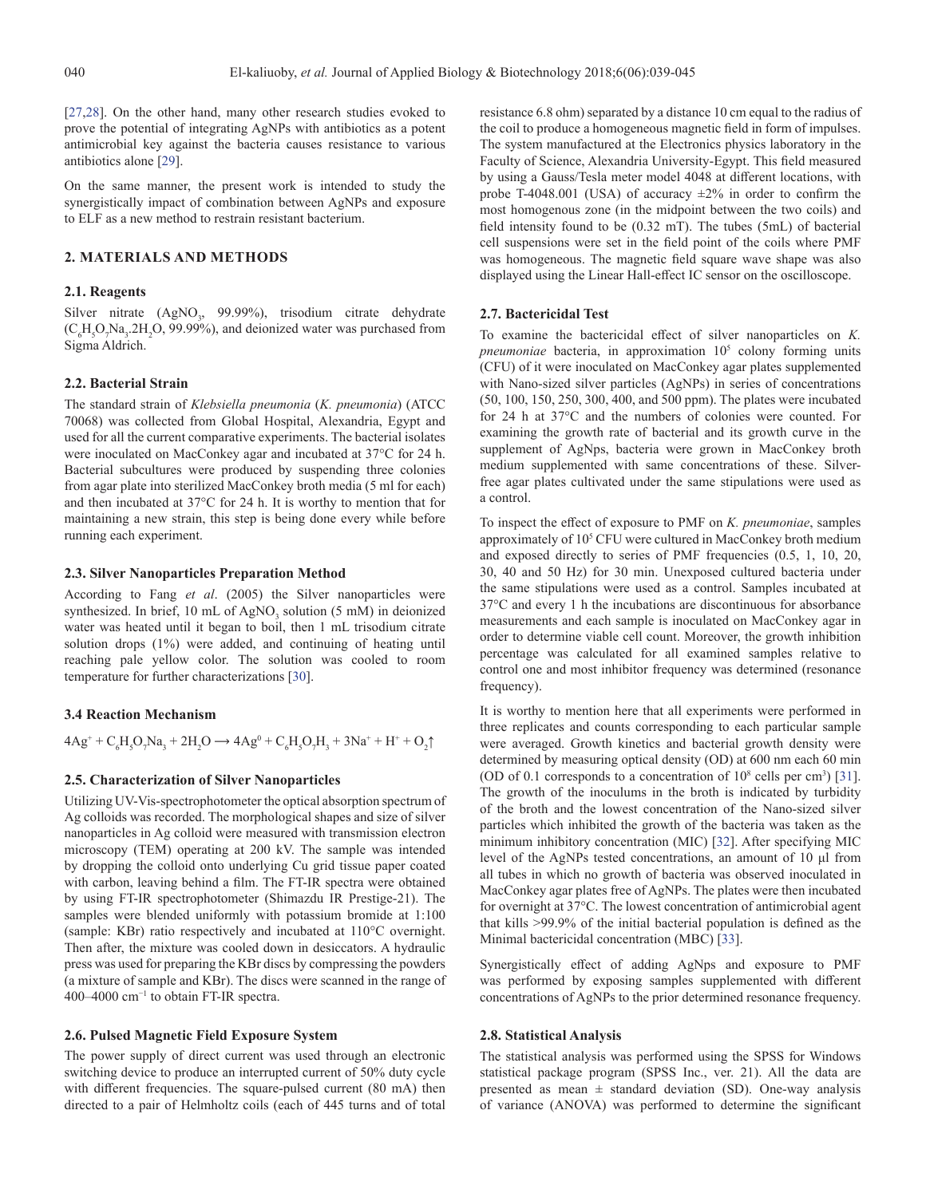[27,28]. On the other hand, many other research studies evoked to prove the potential of integrating AgNPs with antibiotics as a potent antimicrobial key against the bacteria causes resistance to various antibiotics alone [29].

On the same manner, the present work is intended to study the synergistically impact of combination between AgNPs and exposure to ELF as a new method to restrain resistant bacterium.

## 2. MATERIALS AND METHODS

### 2.1. Reagents

Silver nitrate ($AgNO_3$, 99.99%), trisodium citrate dehydrate ($C_6H_5O_7Na_3.2H_2O$, 99.99%), and deionized water was purchased from Sigma Aldrich.

### 2.2. Bacterial Strain

The standard strain of *Klebsiella pneumonia* (*K. pneumonia*) (ATCC 70068) was collected from Global Hospital, Alexandria, Egypt and used for all the current comparative experiments. The bacterial isolates were inoculated on MacConkey agar and incubated at 37°C for 24 h. Bacterial subcultures were produced by suspending three colonies from agar plate into sterilized MacConkey broth media (5 ml for each) and then incubated at 37°C for 24 h. It is worthy to mention that for maintaining a new strain, this step is being done every while before running each experiment.

### 2.3. Silver Nanoparticles Preparation Method

According to Fang *et al*. (2005) the Silver nanoparticles were synthesized. In brief, 10 mL of $AgNO_3$ solution (5 mM) in deionized water was heated until it began to boil, then 1 mL trisodium citrate solution drops (1%) were added, and continuing of heating until reaching pale yellow color. The solution was cooled to room temperature for further characterizations [30].

### 3.4 Reaction Mechanism

$$4Ag^+ + C_6H_5O_7Na_3 + 2H_2O \longrightarrow 4Ag^0 + C_6H_5O_7H_3 + 3Na^+ + H^+ + O_2\uparrow$$

### 2.5. Characterization of Silver Nanoparticles

Utilizing UV-Vis-spectrophotometer the optical absorption spectrum of Ag colloids was recorded. The morphological shapes and size of silver nanoparticles in Ag colloid were measured with transmission electron microscopy (TEM) operating at 200 kV. The sample was intended by dropping the colloid onto underlying Cu grid tissue paper coated with carbon, leaving behind a film. The FT-IR spectra were obtained by using FT-IR spectrophotometer (Shimazdu IR Prestige-21). The samples were blended uniformly with potassium bromide at 1:100 (sample: KBr) ratio respectively and incubated at 110°C overnight. Then after, the mixture was cooled down in desiccators. A hydraulic press was used for preparing the KBr discs by compressing the powders (a mixture of sample and KBr). The discs were scanned in the range of 400–4000 $cm^{-1}$ to obtain FT-IR spectra.

### 2.6. Pulsed Magnetic Field Exposure System

The power supply of direct current was used through an electronic switching device to produce an interrupted current of 50% duty cycle with different frequencies. The square-pulsed current (80 mA) then directed to a pair of Helmholtz coils (each of 445 turns and of total resistance 6.8 ohm) separated by a distance 10 cm equal to the radius of the coil to produce a homogeneous magnetic field in form of impulses. The system manufactured at the Electronics physics laboratory in the Faculty of Science, Alexandria University-Egypt. This field measured by using a Gauss/Tesla meter model 4048 at different locations, with probe T-4048.001 (USA) of accuracy ±2% in order to confirm the most homogenous zone (in the midpoint between the two coils) and field intensity found to be (0.32 mT). The tubes (5mL) of bacterial cell suspensions were set in the field point of the coils where PMF was homogeneous. The magnetic field square wave shape was also displayed using the Linear Hall-effect IC sensor on the oscilloscope.

### 2.7. Bactericidal Test

To examine the bactericidal effect of silver nanoparticles on *K. pneumoniae* bacteria, in approximation $10^5$ colony forming units (CFU) of it were inoculated on MacConkey agar plates supplemented with Nano-sized silver particles (AgNPs) in series of concentrations (50, 100, 150, 250, 300, 400, and 500 ppm). The plates were incubated for 24 h at 37°C and the numbers of colonies were counted. For examining the growth rate of bacterial and its growth curve in the supplement of AgNps, bacteria were grown in MacConkey broth medium supplemented with same concentrations of these. Silver-free agar plates cultivated under the same stipulations were used as a control.

To inspect the effect of exposure to PMF on *K. pneumoniae*, samples approximately of $10^5$ CFU were cultured in MacConkey broth medium and exposed directly to series of PMF frequencies (0.5, 1, 10, 20, 30, 40 and 50 Hz) for 30 min. Unexposed cultured bacteria under the same stipulations were used as a control. Samples incubated at 37°C and every 1 h the incubations are discontinuous for absorbance measurements and each sample is inoculated on MacConkey agar in order to determine viable cell count. Moreover, the growth inhibition percentage was calculated for all examined samples relative to control one and most inhibitor frequency was determined (resonance frequency).

It is worthy to mention here that all experiments were performed in three replicates and counts corresponding to each particular sample were averaged. Growth kinetics and bacterial growth density were determined by measuring optical density (OD) at 600 nm each 60 min (OD of 0.1 corresponds to a concentration of $10^8$ cells per $cm^3$) [31]. The growth of the inoculums in the broth is indicated by turbidity of the broth and the lowest concentration of the Nano-sized silver particles which inhibited the growth of the bacteria was taken as the minimum inhibitory concentration (MIC) [32]. After specifying MIC level of the AgNPs tested concentrations, an amount of 10 µl from all tubes in which no growth of bacteria was observed inoculated in MacConkey agar plates free of AgNPs. The plates were then incubated for overnight at 37°C. The lowest concentration of antimicrobial agent that kills >99.9% of the initial bacterial population is defined as the Minimal bactericidal concentration (MBC) [33].

Synergistically effect of adding AgNps and exposure to PMF was performed by exposing samples supplemented with different concentrations of AgNPs to the prior determined resonance frequency.

### 2.8. Statistical Analysis

The statistical analysis was performed using the SPSS for Windows statistical package program (SPSS Inc., ver. 21). All the data are presented as mean ± standard deviation (SD). One-way analysis of variance (ANOVA) was performed to determine the significant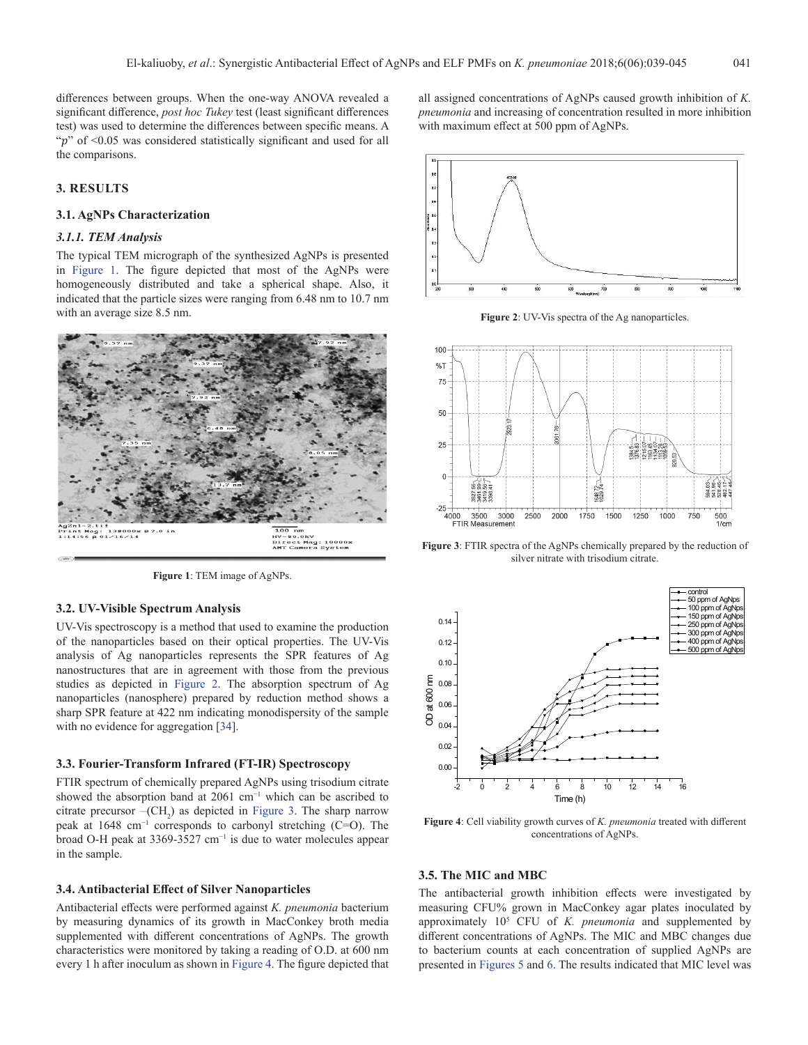differences between groups. When the one-way ANOVA revealed a significant difference, *post hoc Tukey* test (least significant differences test) was used to determine the differences between specific means. A "*p*" of <0.05 was considered statistically significant and used for all the comparisons.

## 3. RESULTS

### 3.1. AgNPs Characterization

#### *3.1.1. TEM Analysis*

The typical TEM micrograph of the synthesized AgNPs is presented in Figure 1. The figure depicted that most of the AgNPs were homogeneously distributed and take a spherical shape. Also, it indicated that the particle sizes were ranging from 6.48 nm to 10.7 nm with an average size 8.5 nm.

**Figure 1**: TEM image of AgNPs.

### 3.2. UV-Visible Spectrum Analysis

UV-Vis spectroscopy is a method that used to examine the production of the nanoparticles based on their optical properties. The UV-Vis analysis of Ag nanoparticles represents the SPR features of Ag nanostructures that are in agreement with those from the previous studies as depicted in Figure 2. The absorption spectrum of Ag nanoparticles (nanosphere) prepared by reduction method shows a sharp SPR feature at 422 nm indicating monodispersity of the sample with no evidence for aggregation [34].

### 3.3. Fourier-Transform Infrared (FT-IR) Spectroscopy

FTIR spectrum of chemically prepared AgNPs using trisodium citrate showed the absorption band at 2061 $cm^{-1}$ which can be ascribed to citrate precursor $-(CH_2)$ as depicted in Figure 3. The sharp narrow peak at 1648 $cm^{-1}$ corresponds to carbonyl stretching (C=O). The broad O-H peak at 3369-3527 $cm^{-1}$ is due to water molecules appear in the sample.

### 3.4. Antibacterial Effect of Silver Nanoparticles

Antibacterial effects were performed against *K. pneumonia* bacterium by measuring dynamics of its growth in MacConkey broth media supplemented with different concentrations of AgNPs. The growth characteristics were monitored by taking a reading of O.D. at 600 nm every 1 h after inoculum as shown in Figure 4. The figure depicted that all assigned concentrations of AgNPs caused growth inhibition of *K. pneumonia* and increasing of concentration resulted in more inhibition with maximum effect at 500 ppm of AgNPs.

**Figure 2**: UV-Vis spectra of the Ag nanoparticles.

**Figure 3**: FTIR spectra of the AgNPs chemically prepared by the reduction of silver nitrate with trisodium citrate.

**Figure 4**: Cell viability growth curves of *K. pneumonia* treated with different concentrations of AgNPs.

### 3.5. The MIC and MBC

The antibacterial growth inhibition effects were investigated by measuring CFU% grown in MacConkey agar plates inoculated by approximately $10^5$ CFU of *K. pneumonia* and supplemented by different concentrations of AgNPs. The MIC and MBC changes due to bacterium counts at each concentration of supplied AgNPs are presented in Figures 5 and 6. The results indicated that MIC level was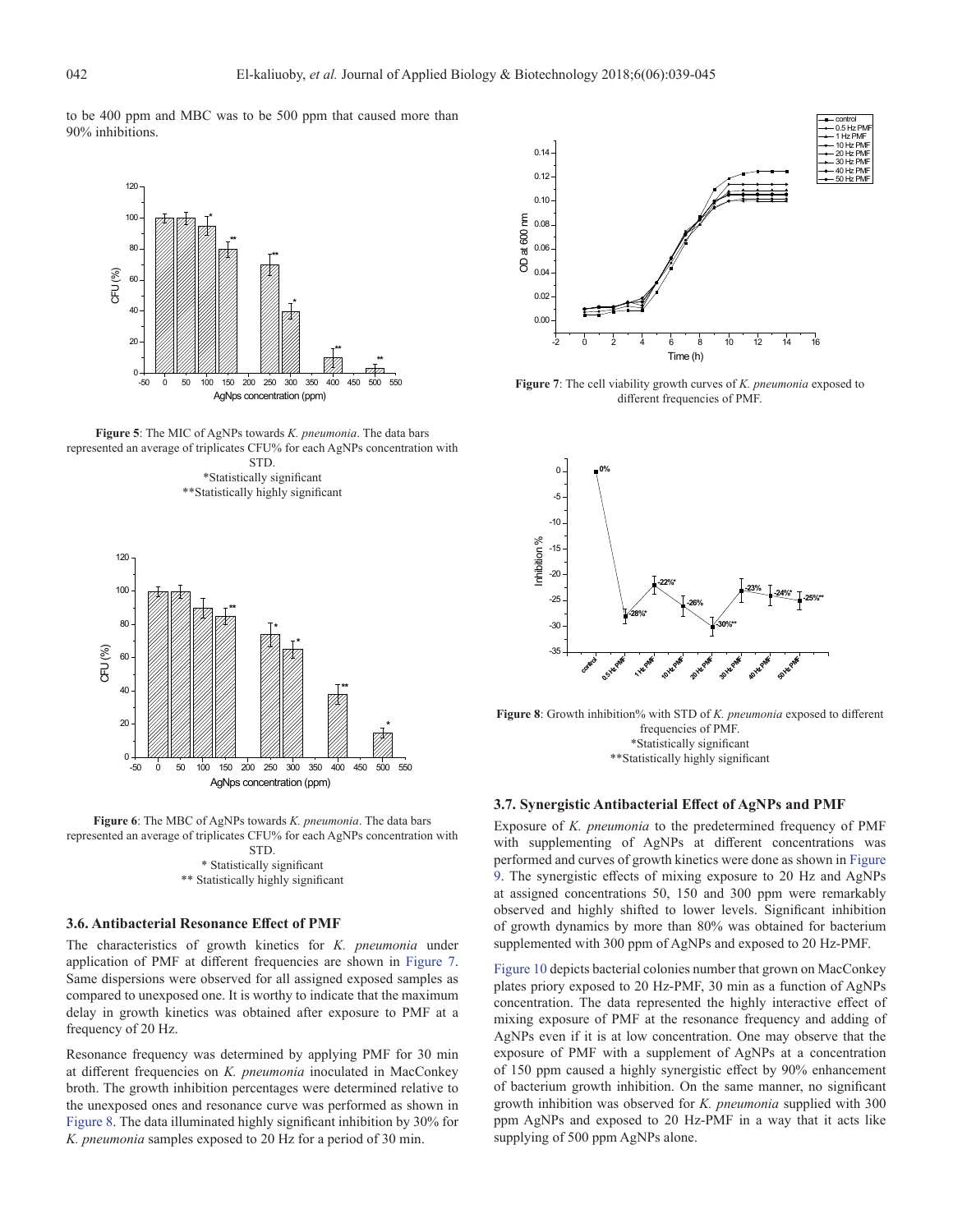to be 400 ppm and MBC was to be 500 ppm that caused more than 90% inhibitions.

**Figure 5**: The MIC of AgNPs towards *K. pneumonia*. The data bars represented an average of triplicates CFU% for each AgNPs concentration with STD.
*Statistically significant
**Statistically highly significant

**Figure 6**: The MBC of AgNPs towards *K. pneumonia*. The data bars represented an average of triplicates CFU% for each AgNPs concentration with STD.
* Statistically significant
** Statistically highly significant

### 3.6. Antibacterial Resonance Effect of PMF

The characteristics of growth kinetics for *K. pneumonia* under application of PMF at different frequencies are shown in Figure 7. Same dispersions were observed for all assigned exposed samples as compared to unexposed one. It is worthy to indicate that the maximum delay in growth kinetics was obtained after exposure to PMF at a frequency of 20 Hz.

Resonance frequency was determined by applying PMF for 30 min at different frequencies on *K. pneumonia* inoculated in MacConkey broth. The growth inhibition percentages were determined relative to the unexposed ones and resonance curve was performed as shown in Figure 8. The data illuminated highly significant inhibition by 30% for *K. pneumonia* samples exposed to 20 Hz for a period of 30 min.

**Figure 7**: The cell viability growth curves of *K. pneumonia* exposed to different frequencies of PMF.

**Figure 8**: Growth inhibition% with STD of *K. pneumonia* exposed to different frequencies of PMF.
*Statistically significant
**Statistically highly significant

### 3.7. Synergistic Antibacterial Effect of AgNPs and PMF

Exposure of *K. pneumonia* to the predetermined frequency of PMF with supplementing of AgNPs at different concentrations was performed and curves of growth kinetics were done as shown in Figure 9. The synergistic effects of mixing exposure to 20 Hz and AgNPs at assigned concentrations 50, 150 and 300 ppm were remarkably observed and highly shifted to lower levels. Significant inhibition of growth dynamics by more than 80% was obtained for bacterium supplemented with 300 ppm of AgNPs and exposed to 20 Hz-PMF.

Figure 10 depicts bacterial colonies number that grown on MacConkey plates priory exposed to 20 Hz-PMF, 30 min as a function of AgNPs concentration. The data represented the highly interactive effect of mixing exposure of PMF at the resonance frequency and adding of AgNPs even if it is at low concentration. One may observe that the exposure of PMF with a supplement of AgNPs at a concentration of 150 ppm caused a highly synergistic effect by 90% enhancement of bacterium growth inhibition. On the same manner, no significant growth inhibition was observed for *K. pneumonia* supplied with 300 ppm AgNPs and exposed to 20 Hz-PMF in a way that it acts like supplying of 500 ppm AgNPs alone.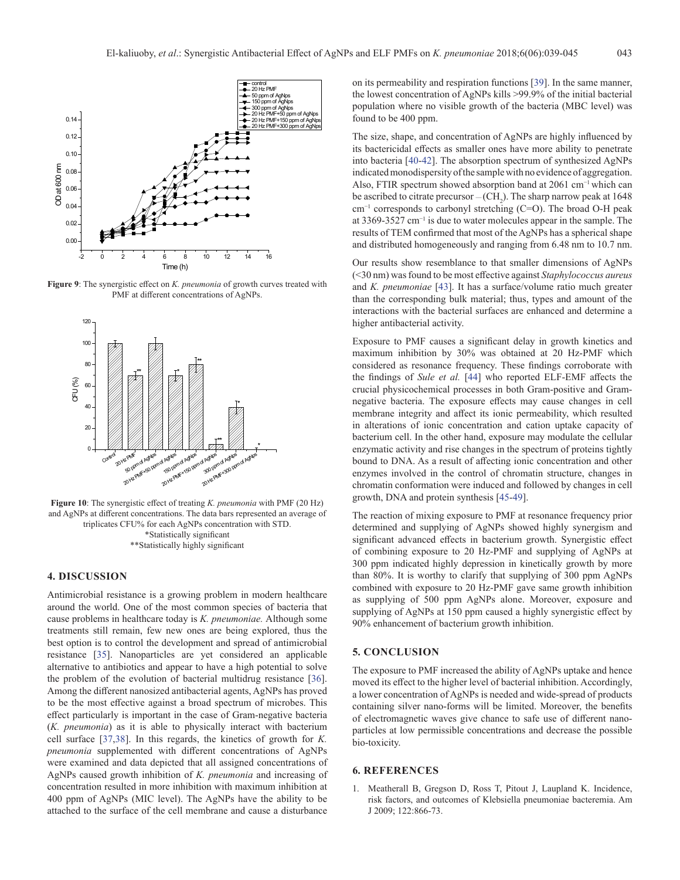Figure 9: The synergistic effect on *K. pneumonia* of growth curves treated with PMF at different concentrations of AgNPs.

Figure 10: The synergistic effect of treating *K. pneumonia* with PMF (20 Hz) and AgNPs at different concentrations. The data bars represented an average of triplicates CFU% for each AgNPs concentration with STD.
*Statistically significant
**Statistically highly significant

## 4. DISCUSSION

Antimicrobial resistance is a growing problem in modern healthcare around the world. One of the most common species of bacteria that cause problems in healthcare today is *K. pneumoniae.* Although some treatments still remain, few new ones are being explored, thus the best option is to control the development and spread of antimicrobial resistance [35]. Nanoparticles are yet considered an applicable alternative to antibiotics and appear to have a high potential to solve the problem of the evolution of bacterial multidrug resistance [36]. Among the different nanosized antibacterial agents, AgNPs has proved to be the most effective against a broad spectrum of microbes. This effect particularly is important in the case of Gram-negative bacteria (*K. pneumonia*) as it is able to physically interact with bacterium cell surface [37,38]. In this regards, the kinetics of growth for *K. pneumonia* supplemented with different concentrations of AgNPs were examined and data depicted that all assigned concentrations of AgNPs caused growth inhibition of *K. pneumonia* and increasing of concentration resulted in more inhibition with maximum inhibition at 400 ppm of AgNPs (MIC level). The AgNPs have the ability to be attached to the surface of the cell membrane and cause a disturbance on its permeability and respiration functions [39]. In the same manner, the lowest concentration of AgNPs kills >99.9% of the initial bacterial population where no visible growth of the bacteria (MBC level) was found to be 400 ppm.

The size, shape, and concentration of AgNPs are highly influenced by its bactericidal effects as smaller ones have more ability to penetrate into bacteria [40-42]. The absorption spectrum of synthesized AgNPs indicated monodispersity of the sample with no evidence of aggregation. Also, FTIR spectrum showed absorption band at 2061 $cm^{-1}$ which can be ascribed to citrate precursor – $(CH_2)$. The sharp narrow peak at 1648 $cm^{-1}$ corresponds to carbonyl stretching (C=O). The broad O-H peak at 3369-3527 $cm^{-1}$ is due to water molecules appear in the sample. The results of TEM confirmed that most of the AgNPs has a spherical shape and distributed homogeneously and ranging from 6.48 nm to 10.7 nm.

Our results show resemblance to that smaller dimensions of AgNPs (<30 nm) was found to be most effective against *Staphylococcus aureus* and *K. pneumoniae* [43]. It has a surface/volume ratio much greater than the corresponding bulk material; thus, types and amount of the interactions with the bacterial surfaces are enhanced and determine a higher antibacterial activity.

Exposure to PMF causes a significant delay in growth kinetics and maximum inhibition by 30% was obtained at 20 Hz-PMF which considered as resonance frequency. These findings corroborate with the findings of *Sule et al.* [44] who reported ELF-EMF affects the crucial physicochemical processes in both Gram-positive and Gram-negative bacteria. The exposure effects may cause changes in cell membrane integrity and affect its ionic permeability, which resulted in alterations of ionic concentration and cation uptake capacity of bacterium cell. In the other hand, exposure may modulate the cellular enzymatic activity and rise changes in the spectrum of proteins tightly bound to DNA. As a result of affecting ionic concentration and other enzymes involved in the control of chromatin structure, changes in chromatin conformation were induced and followed by changes in cell growth, DNA and protein synthesis [45-49].

The reaction of mixing exposure to PMF at resonance frequency prior determined and supplying of AgNPs showed highly synergism and significant advanced effects in bacterium growth. Synergistic effect of combining exposure to 20 Hz-PMF and supplying of AgNPs at 300 ppm indicated highly depression in kinetically growth by more than 80%. It is worthy to clarify that supplying of 300 ppm AgNPs combined with exposure to 20 Hz-PMF gave same growth inhibition as supplying of 500 ppm AgNPs alone. Moreover, exposure and supplying of AgNPs at 150 ppm caused a highly synergistic effect by 90% enhancement of bacterium growth inhibition.

## 5. CONCLUSION

The exposure to PMF increased the ability of AgNPs uptake and hence moved its effect to the higher level of bacterial inhibition. Accordingly, a lower concentration of AgNPs is needed and wide-spread of products containing silver nano-forms will be limited. Moreover, the benefits of electromagnetic waves give chance to safe use of different nano-particles at low permissible concentrations and decrease the possible bio-toxicity.

## 6. REFERENCES

1. Meatherall B, Gregson D, Ross T, Pitout J, Laupland K. Incidence, risk factors, and outcomes of Klebsiella pneumoniae bacteremia. Am J 2009; 122:866-73.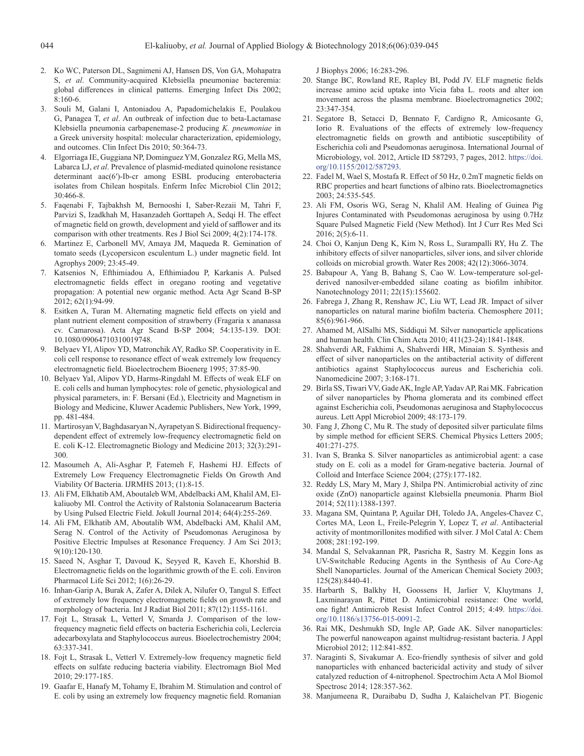2. Ko WC, Paterson DL, Sagnimeni AJ, Hansen DS, Von GA, Mohapatra S, *et al*. Community-acquired Klebsiella pneumoniae bacteremia: global differences in clinical patterns. Emerging Infect Dis 2002; 8:160-6.
3. Souli M, Galani I, Antoniadou A, Papadomichelakis E, Poulakou G, Panagea T, *et al*. An outbreak of infection due to beta-Lactamase Klebsiella pneumonia carbapenemase-2 producing *K. pneumoniae* in a Greek university hospital: molecular characterization, epidemiology, and outcomes. Clin Infect Dis 2010; 50:364-73.
4. Elgorriaga IE, Guggiana NP, Dominguez YM, Gonzalez RG, Mella MS, Labarca LJ, *et al*. Prevalence of plasmid-mediated quinolone resistance determinant aac(6′)-Ib-cr among ESBL producing enterobacteria isolates from Chilean hospitals. Enferm Infec Microbiol Clin 2012; 30:466-8.
5. Faqenabi F, Tajbakhsh M, Bernooshi I, Saber-Rezaii M, Tahri F, Parvizi S, Izadkhah M, Hasanzadeh Gorttapeh A, Sedqi H. The effect of magnetic field on growth, development and yield of safflower and its comparison with other treatments. Res J Biol Sci 2009; 4(2):174-178.
6. Martinez E, Carbonell MV, Amaya JM, Maqueda R. Gemination of tomato seeds (Lycopersicon esculentum L.) under magnetic field. Int Agrophys 2009; 23:45-49.
7. Katsenios N, Efthimiadou A, Efthimiadou P, Karkanis A. Pulsed electromagnetic fields effect in oregano rooting and vegetative propagation: A potential new organic method. Acta Agr Scand B-SP 2012; 62(1):94-99.
8. Esitken A, Turan M. Alternating magnetic field effects on yield and plant nutrient element composition of strawberry (Fragaria x ananassa cv. Camarosa). Acta Agr Scand B-SP 2004; 54:135-139. DOI: 10.1080/09064710310019748.
9. Belyaev YI, Alipov YD, Matronchik AY, Radko SP. Cooperativity in E. coli cell response to resonance effect of weak extremely low frequency electromagnetic field. Bioelectrochem Bioenerg 1995; 37:85-90.
10. Belyaev YaI, Alipov YD, Harms-Ringdahl M. Effects of weak ELF on E. coli cells and human lymphocytes: role of genetic, physiological and physical parameters, in: F. Bersani (Ed.), Electricity and Magnetism in Biology and Medicine, Kluwer Academic Publishers, New York, 1999, pp. 481-484.
11. Martirosyan V, Baghdasaryan N, Ayrapetyan S. Bidirectional frequency-dependent effect of extremely low-frequency electromagnetic field on E. coli K-12. Electromagnetic Biology and Medicine 2013; 32(3):291-300.
12. Masoumeh A, Ali-Asghar P, Fatemeh F, Hashemi HJ. Effects of Extremely Low Frequency Electromagnetic Fields On Growth And Viability Of Bacteria. IJRMHS 2013; (1):8-15.
13. Ali FM, Elkhatib AM, Aboutaleb WM, Abdelbacki AM, Khalil AM, El-kaliuoby MI. Control the Activity of Ralstonia Solanacearum Bacteria by Using Pulsed Electric Field. Jokull Journal 2014; 64(4):255-269.
14. Ali FM, Elkhatib AM, Aboutalib WM, Abdelbacki AM, Khalil AM, Serag N. Control of the Activity of Pseudomonas Aeruginosa by Positive Electric Impulses at Resonance Frequency. J Am Sci 2013; 9(10):120-130.
15. Saeed N, Asghar T, Davoud K, Seyyed R, Kaveh E, Khorshid B. Electromagnetic fields on the logarithmic growth of the E. coli. Environ Pharmacol Life Sci 2012; 1(6):26-29.
16. Inhan-Garip A, Burak A, Zafer A, Dilek A, Nilufer O, Tangul S. Effect of extremely low frequency electromagnetic fields on growth rate and morphology of bacteria. Int J Radiat Biol 2011; 87(12):1155-1161.
17. Fojt L, Strasak L, Vetterl V, Smarda J. Comparison of the low-frequency magnetic field effects on bacteria Escherichia coli, Leclercia adecarboxylata and Staphylococcus aureus. Bioelectrochemistry 2004; 63:337-341.
18. Fojt L, Strasak L, Vetterl V. Extremely-low frequency magnetic field effects on sulfate reducing bacteria viability. Electromagn Biol Med 2010; 29:177-185.
19. Gaafar E, Hanafy M, Tohamy E, Ibrahim M. Stimulation and control of E. coli by using an extremely low frequency magnetic field. Romanian J Biophys 2006; 16:283-296.
20. Stange BC, Rowland RE, Rapley BI, Podd JV. ELF magnetic fields increase amino acid uptake into Vicia faba L. roots and alter ion movement across the plasma membrane. Bioelectromagnetics 2002; 23:347-354.
21. Segatore B, Setacci D, Bennato F, Cardigno R, Amicosante G, Iorio R. Evaluations of the effects of extremely low-frequency electromagnetic fields on growth and antibiotic susceptibility of Escherichia coli and Pseudomonas aeruginosa. International Journal of Microbiology, vol. 2012, Article ID 587293, 7 pages, 2012. https://doi.org/10.1155/2012/587293.
22. Fadel M, Wael S, Mostafa R. Effect of 50 Hz, 0.2mT magnetic fields on RBC properties and heart functions of albino rats. Bioelectromagnetics 2003; 24:535-545.
23. Ali FM, Osoris WG, Serag N, Khalil AM. Healing of Guinea Pig Injures Contaminated with Pseudomonas aeruginosa by using 0.7Hz Square Pulsed Magnetic Field (New Method). Int J Curr Res Med Sci 2016; 2(5):6-11.
24. Choi O, Kanjun Deng K, Kim N, Ross L, Surampalli RY, Hu Z. The inhibitory effects of silver nanoparticles, silver ions, and silver chloride colloids on microbial growth. Water Res 2008; 42(12):3066-3074.
25. Babapour A, Yang B, Bahang S, Cao W. Low-temperature sol-gel-derived nanosilver-embedded silane coating as biofilm inhibitor. Nanotechnology 2011; 22(15):155602.
26. Fabrega J, Zhang R, Renshaw JC, Liu WT, Lead JR. Impact of silver nanoparticles on natural marine biofilm bacteria. Chemosphere 2011; 85(6):961-966.
27. Ahamed M, AlSalhi MS, Siddiqui M. Silver nanoparticle applications and human health. Clin Chim Acta 2010; 411(23-24):1841-1848.
28. Shahverdi AR, Fakhimi A, Shahverdi HR, Minaian S. Synthesis and effect of silver nanoparticles on the antibacterial activity of different antibiotics against Staphylococcus aureus and Escherichia coli. Nanomedicine 2007; 3:168-171.
29. Birla SS, Tiwari VV, Gade AK, Ingle AP, Yadav AP, Rai MK. Fabrication of silver nanoparticles by Phoma glomerata and its combined effect against Escherichia coli, Pseudomonas aeruginosa and Staphylococcus aureus. Lett Appl Microbiol 2009; 48:173-179.
30. Fang J, Zhong C, Mu R. The study of deposited silver particulate films by simple method for efficient SERS. Chemical Physics Letters 2005; 401:271-275.
31. Ivan S, Branka S. Silver nanoparticles as antimicrobial agent: a case study on E. coli as a model for Gram-negative bacteria. Journal of Colloid and Interface Science 2004; (275):177-182.
32. Reddy LS, Mary M, Mary J, Shilpa PN. Antimicrobial activity of zinc oxide (ZnO) nanoparticle against Klebsiella pneumonia. Pharm Biol 2014; 52(11):1388-1397.
33. Magana SM, Quintana P, Aguilar DH, Toledo JA, Angeles-Chavez C, Cortes MA, Leon L, Freile-Pelegrin Y, Lopez T, *et al*. Antibacterial activity of montmorillonites modified with silver. J Mol Catal A: Chem 2008; 281:192-199.
34. Mandal S, Selvakannan PR, Pasricha R, Sastry M. Keggin Ions as UV-Switchable Reducing Agents in the Synthesis of Au Core-Ag Shell Nanoparticles. Journal of the American Chemical Society 2003; 125(28):8440-41.
35. Harbarth S, Balkhy H, Goossens H, Jarlier V, Kluytmans J, Laxminarayan R, Pittet D. Antimicrobial resistance: One world, one fight! Antimicrob Resist Infect Control 2015; 4:49. https://doi.org/10.1186/s13756-015-0091-2.
36. Rai MK, Deshmukh SD, Ingle AP, Gade AK. Silver nanoparticles: The powerful nanoweapon against multidrug-resistant bacteria. J Appl Microbiol 2012; 112:841-852.
37. Naraginti S, Sivakumar A. Eco-friendly synthesis of silver and gold nanoparticles with enhanced bactericidal activity and study of silver catalyzed reduction of 4-nitrophenol. Spectrochim Acta A Mol Biomol Spectrosc 2014; 128:357-362.
38. Manjumeena R, Duraibabu D, Sudha J, Kalaichelvan PT. Biogenic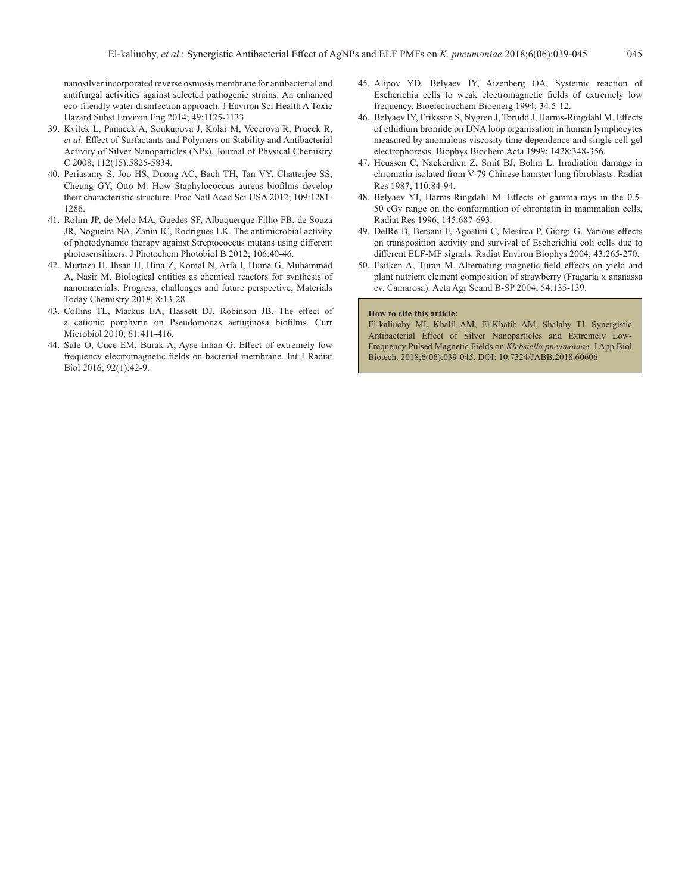nanosilver incorporated reverse osmosis membrane for antibacterial and antifungal activities against selected pathogenic strains: An enhanced eco-friendly water disinfection approach. J Environ Sci Health A Toxic Hazard Subst Environ Eng 2014; 49:1125-1133.

39. Kvitek L, Panacek A, Soukupova J, Kolar M, Vecerova R, Prucek R, *et al*. Effect of Surfactants and Polymers on Stability and Antibacterial Activity of Silver Nanoparticles (NPs), Journal of Physical Chemistry C 2008; 112(15):5825-5834.
40. Periasamy S, Joo HS, Duong AC, Bach TH, Tan VY, Chatterjee SS, Cheung GY, Otto M. How Staphylococcus aureus biofilms develop their characteristic structure. Proc Natl Acad Sci USA 2012; 109:1281-1286.
41. Rolim JP, de-Melo MA, Guedes SF, Albuquerque-Filho FB, de Souza JR, Nogueira NA, Zanin IC, Rodrigues LK. The antimicrobial activity of photodynamic therapy against Streptococcus mutans using different photosensitizers. J Photochem Photobiol B 2012; 106:40-46.
42. Murtaza H, Ihsan U, Hina Z, Komal N, Arfa I, Huma G, Muhammad A, Nasir M. Biological entities as chemical reactors for synthesis of nanomaterials: Progress, challenges and future perspective; Materials Today Chemistry 2018; 8:13-28.
43. Collins TL, Markus EA, Hassett DJ, Robinson JB. The effect of a cationic porphyrin on Pseudomonas aeruginosa biofilms. Curr Microbiol 2010; 61:411-416.
44. Sule O, Cuce EM, Burak A, Ayse Inhan G. Effect of extremely low frequency electromagnetic fields on bacterial membrane. Int J Radiat Biol 2016; 92(1):42-9.
45. Alipov YD, Belyaev IY, Aizenberg OA, Systemic reaction of Escherichia cells to weak electromagnetic fields of extremely low frequency. Bioelectrochem Bioenerg 1994; 34:5-12.
46. Belyaev IY, Eriksson S, Nygren J, Torudd J, Harms-Ringdahl M. Effects of ethidium bromide on DNA loop organisation in human lymphocytes measured by anomalous viscosity time dependence and single cell gel electrophoresis. Biophys Biochem Acta 1999; 1428:348-356.
47. Heussen C, Nackerdien Z, Smit BJ, Bohm L. Irradiation damage in chromatin isolated from V-79 Chinese hamster lung fibroblasts. Radiat Res 1987; 110:84-94.
48. Belyaev YI, Harms-Ringdahl M. Effects of gamma-rays in the 0.5-50 cGy range on the conformation of chromatin in mammalian cells, Radiat Res 1996; 145:687-693.
49. DelRe B, Bersani F, Agostini C, Mesirca P, Giorgi G. Various effects on transposition activity and survival of Escherichia coli cells due to different ELF-MF signals. Radiat Environ Biophys 2004; 43:265-270.
50. Esitken A, Turan M. Alternating magnetic field effects on yield and plant nutrient element composition of strawberry (Fragaria x ananassa cv. Camarosa). Acta Agr Scand B-SP 2004; 54:135-139.

**How to cite this article:**
El-kaliuoby MI, Khalil AM, El-Khatib AM, Shalaby TI. Synergistic Antibacterial Effect of Silver Nanoparticles and Extremely Low-Frequency Pulsed Magnetic Fields on *Klebsiella pneumoniae*. J App Biol Biotech. 2018;6(06):039-045. DOI: 10.7324/JABB.2018.60606